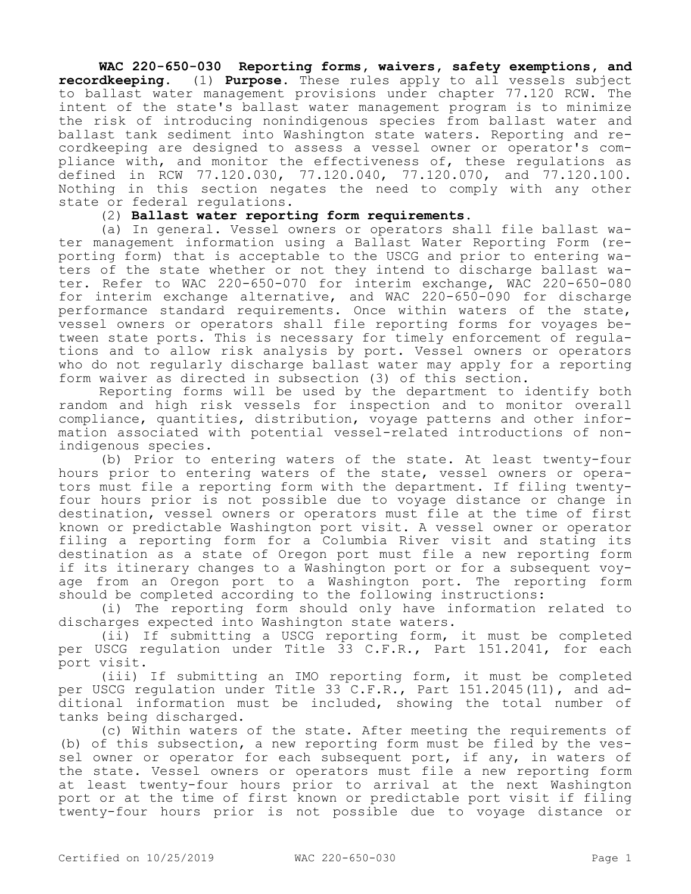**WAC 220-650-030 Reporting forms, waivers, safety exemptions, and recordkeeping.** (1) **Purpose.** These rules apply to all vessels subject to ballast water management provisions under chapter 77.120 RCW. The intent of the state's ballast water management program is to minimize the risk of introducing nonindigenous species from ballast water and ballast tank sediment into Washington state waters. Reporting and recordkeeping are designed to assess a vessel owner or operator's compliance with, and monitor the effectiveness of, these regulations as defined in RCW 77.120.030, 77.120.040, 77.120.070, and 77.120.100. Nothing in this section negates the need to comply with any other state or federal regulations.

(2) **Ballast water reporting form requirements.**

(a) In general. Vessel owners or operators shall file ballast water management information using a Ballast Water Reporting Form (reporting form) that is acceptable to the USCG and prior to entering waters of the state whether or not they intend to discharge ballast water. Refer to WAC 220-650-070 for interim exchange, WAC 220-650-080 for interim exchange alternative, and WAC 220-650-090 for discharge performance standard requirements. Once within waters of the state, vessel owners or operators shall file reporting forms for voyages between state ports. This is necessary for timely enforcement of regulations and to allow risk analysis by port. Vessel owners or operators who do not regularly discharge ballast water may apply for a reporting form waiver as directed in subsection (3) of this section.

Reporting forms will be used by the department to identify both random and high risk vessels for inspection and to monitor overall compliance, quantities, distribution, voyage patterns and other information associated with potential vessel-related introductions of nonindigenous species.

(b) Prior to entering waters of the state. At least twenty-four hours prior to entering waters of the state, vessel owners or operators must file a reporting form with the department. If filing twenty-four hours prior is not possible due to voyage distance or change in destination, vessel owners or operators must file at the time of first known or predictable Washington port visit. A vessel owner or operator filing a reporting form for a Columbia River visit and stating its destination as a state of Oregon port must file a new reporting form if its itinerary changes to a Washington port or for a subsequent voyage from an Oregon port to a Washington port. The reporting form should be completed according to the following instructions:

(i) The reporting form should only have information related to discharges expected into Washington state waters.

(ii) If submitting a USCG reporting form, it must be completed per USCG regulation under Title 33 C.F.R., Part 151.2041, for each port visit.

(iii) If submitting an IMO reporting form, it must be completed per USCG regulation under Title 33 C.F.R., Part 151.2045(11), and additional information must be included, showing the total number of tanks being discharged.

(c) Within waters of the state. After meeting the requirements of (b) of this subsection, a new reporting form must be filed by the vessel owner or operator for each subsequent port, if any, in waters of the state. Vessel owners or operators must file a new reporting form at least twenty-four hours prior to arrival at the next Washington port or at the time of first known or predictable port visit if filing twenty-four hours prior is not possible due to voyage distance or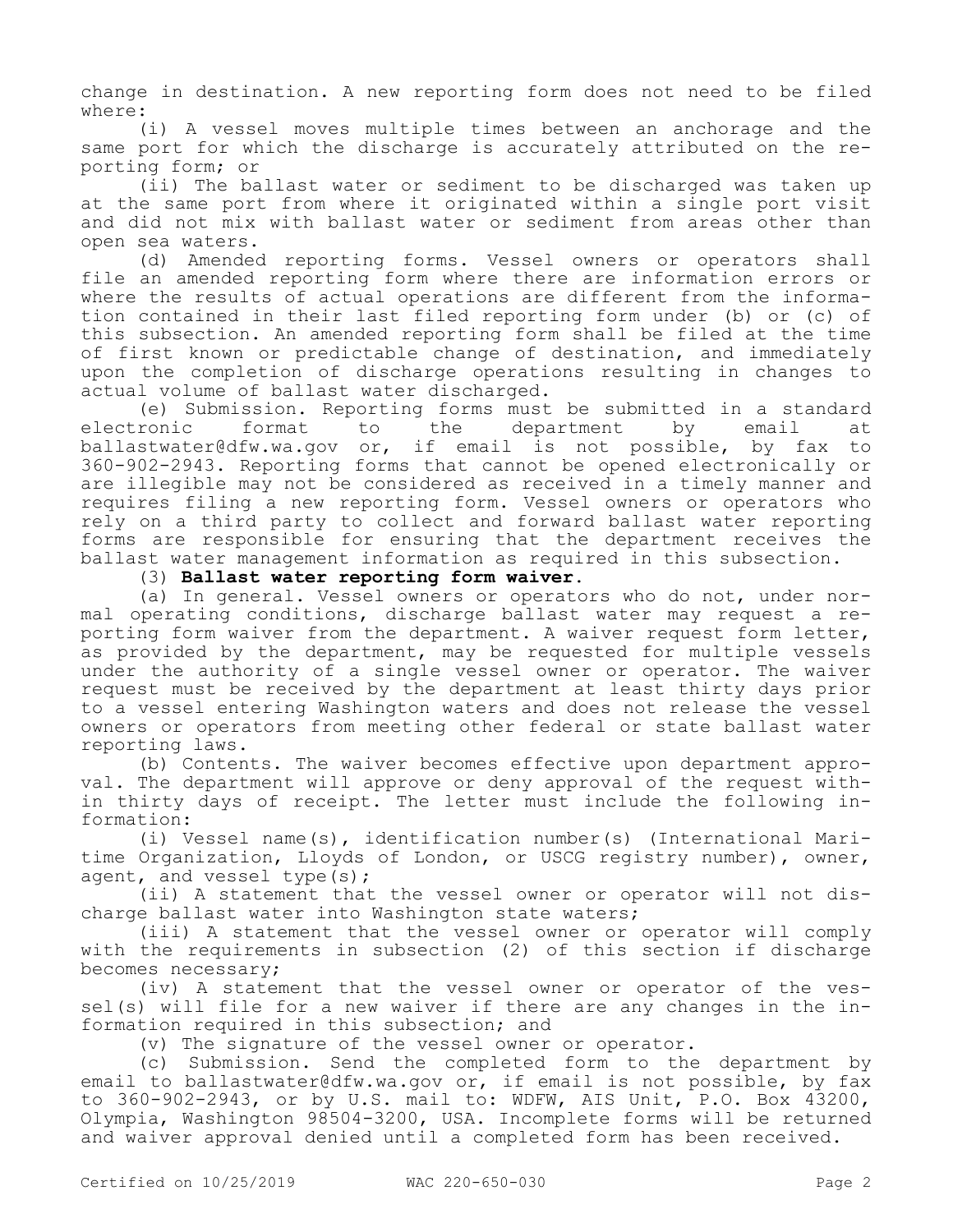change in destination. A new reporting form does not need to be filed where:

(i) A vessel moves multiple times between an anchorage and the same port for which the discharge is accurately attributed on the reporting form; or

(ii) The ballast water or sediment to be discharged was taken up at the same port from where it originated within a single port visit and did not mix with ballast water or sediment from areas other than open sea waters.

(d) Amended reporting forms. Vessel owners or operators shall file an amended reporting form where there are information errors or where the results of actual operations are different from the information contained in their last filed reporting form under (b) or (c) of this subsection. An amended reporting form shall be filed at the time of first known or predictable change of destination, and immediately upon the completion of discharge operations resulting in changes to actual volume of ballast water discharged.

(e) Submission. Reporting forms must be submitted in a standard electronic format to the department by email at ballastwater@dfw.wa.gov or, if email is not possible, by fax to 360-902-2943. Reporting forms that cannot be opened electronically or are illegible may not be considered as received in a timely manner and requires filing a new reporting form. Vessel owners or operators who rely on a third party to collect and forward ballast water reporting forms are responsible for ensuring that the department receives the ballast water management information as required in this subsection.

(3) **Ballast water reporting form waiver.**

(a) In general. Vessel owners or operators who do not, under normal operating conditions, discharge ballast water may request a reporting form waiver from the department. A waiver request form letter, as provided by the department, may be requested for multiple vessels under the authority of a single vessel owner or operator. The waiver request must be received by the department at least thirty days prior to a vessel entering Washington waters and does not release the vessel owners or operators from meeting other federal or state ballast water reporting laws.

(b) Contents. The waiver becomes effective upon department approval. The department will approve or deny approval of the request within thirty days of receipt. The letter must include the following information:

(i) Vessel name(s), identification number(s) (International Maritime Organization, Lloyds of London, or USCG registry number), owner, agent, and vessel type(s);

(ii) A statement that the vessel owner or operator will not discharge ballast water into Washington state waters;

(iii) A statement that the vessel owner or operator will comply with the requirements in subsection (2) of this section if discharge becomes necessary;

(iv) A statement that the vessel owner or operator of the vessel(s) will file for a new waiver if there are any changes in the information required in this subsection; and

(v) The signature of the vessel owner or operator.

(c) Submission. Send the completed form to the department by email to ballastwater@dfw.wa.gov or, if email is not possible, by fax to 360-902-2943, or by U.S. mail to: WDFW, AIS Unit, P.O. Box 43200, Olympia, Washington 98504-3200, USA. Incomplete forms will be returned and waiver approval denied until a completed form has been received.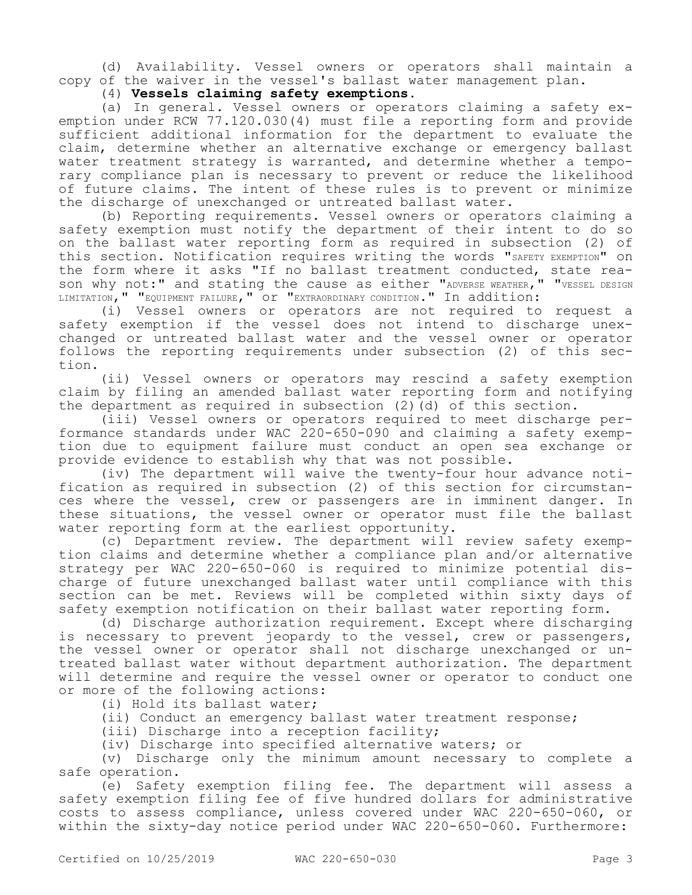(d) Availability. Vessel owners or operators shall maintain a copy of the waiver in the vessel's ballast water management plan.

(4) **Vessels claiming safety exemptions.**

(a) In general. Vessel owners or operators claiming a safety exemption under RCW 77.120.030(4) must file a reporting form and provide sufficient additional information for the department to evaluate the claim, determine whether an alternative exchange or emergency ballast water treatment strategy is warranted, and determine whether a temporary compliance plan is necessary to prevent or reduce the likelihood of future claims. The intent of these rules is to prevent or minimize the discharge of unexchanged or untreated ballast water.

(b) Reporting requirements. Vessel owners or operators claiming a safety exemption must notify the department of their intent to do so on the ballast water reporting form as required in subsection (2) of this section. Notification requires writing the words "SAFETY EXEMPTION" on the form where it asks "If no ballast treatment conducted, state reason why not:" and stating the cause as either "ADVERSE WEATHER," "VESSEL DESIGN LIMITATION," "EQUIPMENT FAILURE," or "EXTRAORDINARY CONDITION." In addition:

(i) Vessel owners or operators are not required to request a safety exemption if the vessel does not intend to discharge unexchanged or untreated ballast water and the vessel owner or operator follows the reporting requirements under subsection (2) of this section.

(ii) Vessel owners or operators may rescind a safety exemption claim by filing an amended ballast water reporting form and notifying the department as required in subsection (2)(d) of this section.

(iii) Vessel owners or operators required to meet discharge performance standards under WAC 220-650-090 and claiming a safety exemption due to equipment failure must conduct an open sea exchange or provide evidence to establish why that was not possible.

(iv) The department will waive the twenty-four hour advance notification as required in subsection (2) of this section for circumstances where the vessel, crew or passengers are in imminent danger. In these situations, the vessel owner or operator must file the ballast water reporting form at the earliest opportunity.

(c) Department review. The department will review safety exemption claims and determine whether a compliance plan and/or alternative strategy per WAC 220-650-060 is required to minimize potential discharge of future unexchanged ballast water until compliance with this section can be met. Reviews will be completed within sixty days of safety exemption notification on their ballast water reporting form.

(d) Discharge authorization requirement. Except where discharging is necessary to prevent jeopardy to the vessel, crew or passengers, the vessel owner or operator shall not discharge unexchanged or untreated ballast water without department authorization. The department will determine and require the vessel owner or operator to conduct one or more of the following actions:

(i) Hold its ballast water;

(ii) Conduct an emergency ballast water treatment response;

(iii) Discharge into a reception facility;

(iv) Discharge into specified alternative waters; or

(v) Discharge only the minimum amount necessary to complete a safe operation.

(e) Safety exemption filing fee. The department will assess a safety exemption filing fee of five hundred dollars for administrative costs to assess compliance, unless covered under WAC 220-650-060, or within the sixty-day notice period under WAC 220-650-060. Furthermore: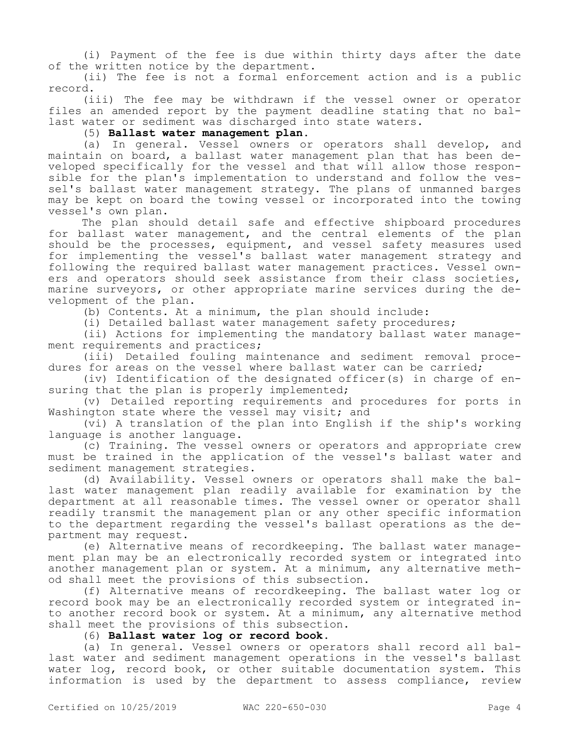(i) Payment of the fee is due within thirty days after the date of the written notice by the department.

(ii) The fee is not a formal enforcement action and is a public record.

(iii) The fee may be withdrawn if the vessel owner or operator files an amended report by the payment deadline stating that no ballast water or sediment was discharged into state waters.

(5) **Ballast water management plan.**

(a) In general. Vessel owners or operators shall develop, and maintain on board, a ballast water management plan that has been developed specifically for the vessel and that will allow those responsible for the plan's implementation to understand and follow the vessel's ballast water management strategy. The plans of unmanned barges may be kept on board the towing vessel or incorporated into the towing vessel's own plan.

The plan should detail safe and effective shipboard procedures for ballast water management, and the central elements of the plan should be the processes, equipment, and vessel safety measures used for implementing the vessel's ballast water management strategy and following the required ballast water management practices. Vessel owners and operators should seek assistance from their class societies, marine surveyors, or other appropriate marine services during the development of the plan.

(b) Contents. At a minimum, the plan should include:

(i) Detailed ballast water management safety procedures;

(ii) Actions for implementing the mandatory ballast water management requirements and practices;

(iii) Detailed fouling maintenance and sediment removal procedures for areas on the vessel where ballast water can be carried;

(iv) Identification of the designated officer(s) in charge of ensuring that the plan is properly implemented;

(v) Detailed reporting requirements and procedures for ports in Washington state where the vessel may visit; and

(vi) A translation of the plan into English if the ship's working language is another language.

(c) Training. The vessel owners or operators and appropriate crew must be trained in the application of the vessel's ballast water and sediment management strategies.

(d) Availability. Vessel owners or operators shall make the ballast water management plan readily available for examination by the department at all reasonable times. The vessel owner or operator shall readily transmit the management plan or any other specific information to the department regarding the vessel's ballast operations as the department may request.

(e) Alternative means of recordkeeping. The ballast water management plan may be an electronically recorded system or integrated into another management plan or system. At a minimum, any alternative method shall meet the provisions of this subsection.

(f) Alternative means of recordkeeping. The ballast water log or record book may be an electronically recorded system or integrated into another record book or system. At a minimum, any alternative method shall meet the provisions of this subsection.

(6) **Ballast water log or record book.**

(a) In general. Vessel owners or operators shall record all ballast water and sediment management operations in the vessel's ballast water log, record book, or other suitable documentation system. This information is used by the department to assess compliance, review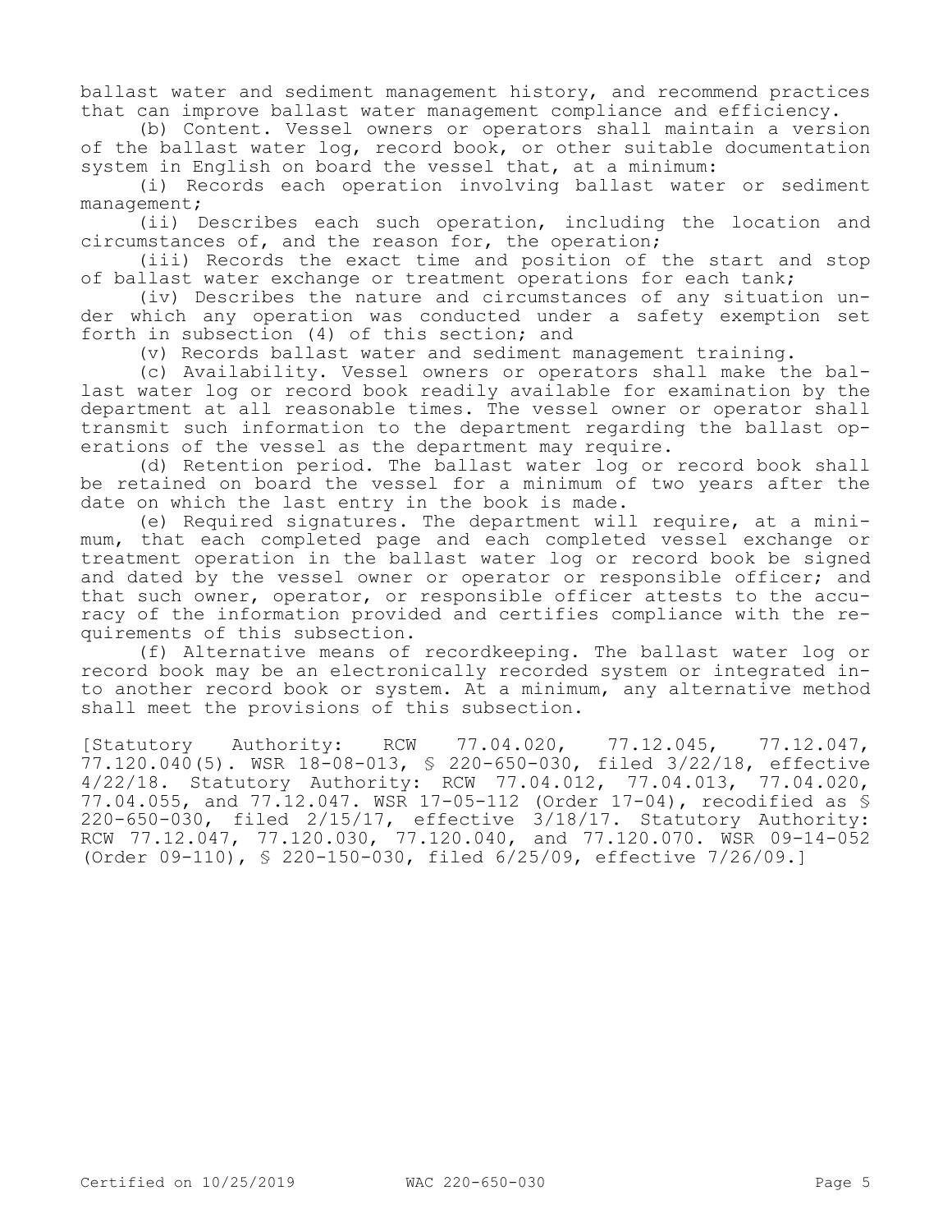ballast water and sediment management history, and recommend practices that can improve ballast water management compliance and efficiency.

(b) Content. Vessel owners or operators shall maintain a version of the ballast water log, record book, or other suitable documentation system in English on board the vessel that, at a minimum:

(i) Records each operation involving ballast water or sediment management;

(ii) Describes each such operation, including the location and circumstances of, and the reason for, the operation;

(iii) Records the exact time and position of the start and stop of ballast water exchange or treatment operations for each tank;

(iv) Describes the nature and circumstances of any situation under which any operation was conducted under a safety exemption set forth in subsection (4) of this section; and

(v) Records ballast water and sediment management training.

(c) Availability. Vessel owners or operators shall make the ballast water log or record book readily available for examination by the department at all reasonable times. The vessel owner or operator shall transmit such information to the department regarding the ballast operations of the vessel as the department may require.

(d) Retention period. The ballast water log or record book shall be retained on board the vessel for a minimum of two years after the date on which the last entry in the book is made.

(e) Required signatures. The department will require, at a minimum, that each completed page and each completed vessel exchange or treatment operation in the ballast water log or record book be signed and dated by the vessel owner or operator or responsible officer; and that such owner, operator, or responsible officer attests to the accuracy of the information provided and certifies compliance with the requirements of this subsection.

(f) Alternative means of recordkeeping. The ballast water log or record book may be an electronically recorded system or integrated into another record book or system. At a minimum, any alternative method shall meet the provisions of this subsection.

[Statutory Authority: RCW 77.04.020, 77.12.045, 77.12.047, 77.120.040(5). WSR 18-08-013, § 220-650-030, filed 3/22/18, effective 4/22/18. Statutory Authority: RCW 77.04.012, 77.04.013, 77.04.020, 77.04.055, and 77.12.047. WSR 17-05-112 (Order 17-04), recodified as § 220-650-030, filed 2/15/17, effective 3/18/17. Statutory Authority: RCW 77.12.047, 77.120.030, 77.120.040, and 77.120.070. WSR 09-14-052 (Order 09-110), § 220-150-030, filed 6/25/09, effective 7/26/09.]